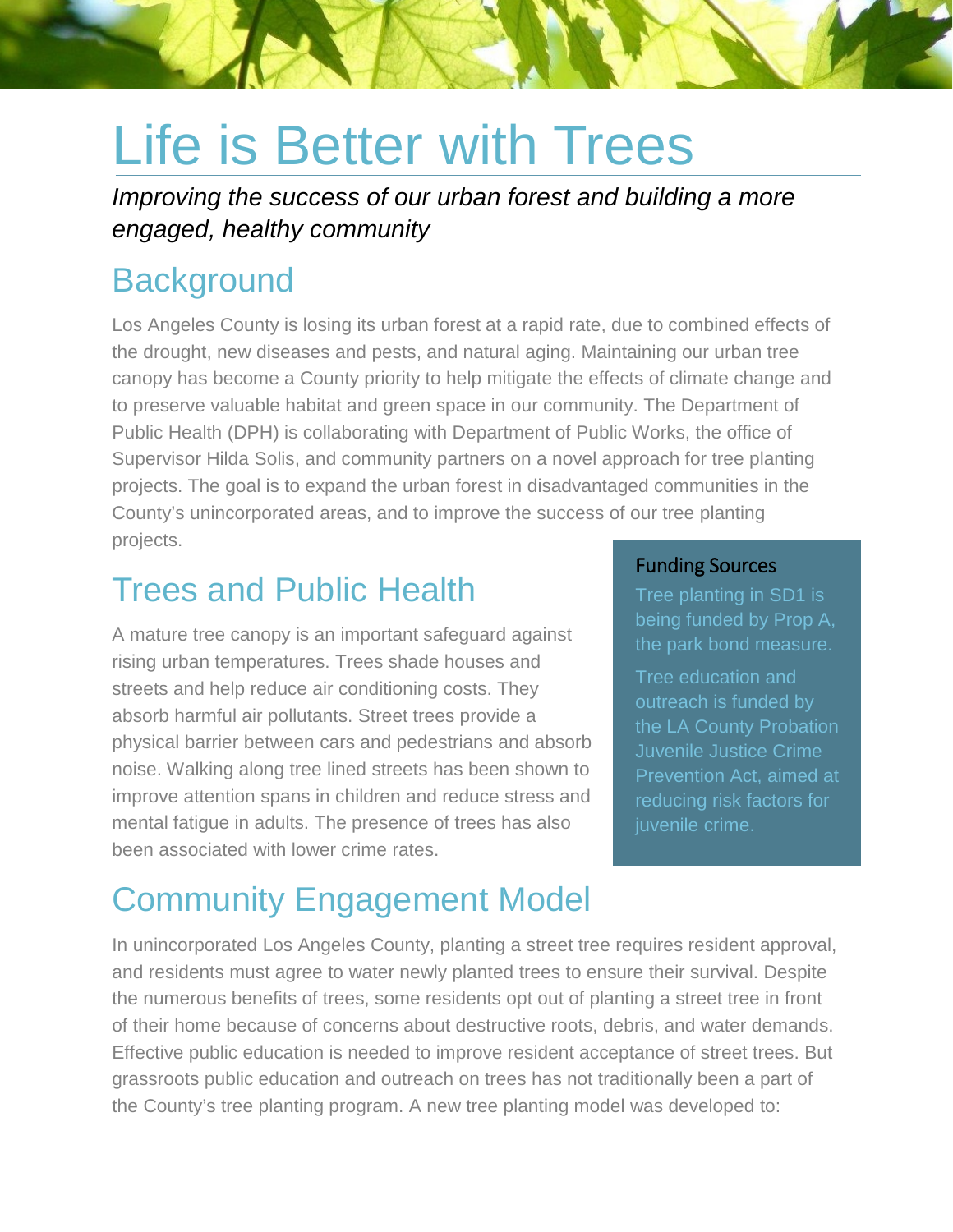# Life is Better with Trees

*Improving the success of our urban forest and building a more engaged, healthy community*

## Background

Los Angeles County is losing its urban forest at a rapid rate, due to combined effects of the drought, new diseases and pests, and natural aging. Maintaining our urban tree canopy has become a County priority to help mitigate the effects of climate change and to preserve valuable habitat and green space in our community. The Department of Public Health (DPH) is collaborating with Department of Public Works, the office of Supervisor Hilda Solis, and community partners on a novel approach for tree planting projects. The goal is to expand the urban forest in disadvantaged communities in the County's unincorporated areas, and to improve the success of our tree planting projects.

## Trees and Public Health

A mature tree canopy is an important safeguard against rising urban temperatures. Trees shade houses and streets and help reduce air conditioning costs. They absorb harmful air pollutants. Street trees provide a physical barrier between cars and pedestrians and absorb noise. Walking along tree lined streets has been shown to improve attention spans in children and reduce stress and mental fatigue in adults. The presence of trees has also been associated with lower crime rates.

### Funding Sources

Tree planting in SD1 is being funded by Prop A, the park bond measure.

Tree education and outreach is funded by the LA County Probation Juvenile Justice Crime Prevention Act, aimed at reducing risk factors for juvenile crime.

## Community Engagement Model

In unincorporated Los Angeles County, planting a street tree requires resident approval, and residents must agree to water newly planted trees to ensure their survival. Despite the numerous benefits of trees, some residents opt out of planting a street tree in front of their home because of concerns about destructive roots, debris, and water demands. Effective public education is needed to improve resident acceptance of street trees. But grassroots public education and outreach on trees has not traditionally been a part of the County's tree planting program. A new tree planting model was developed to: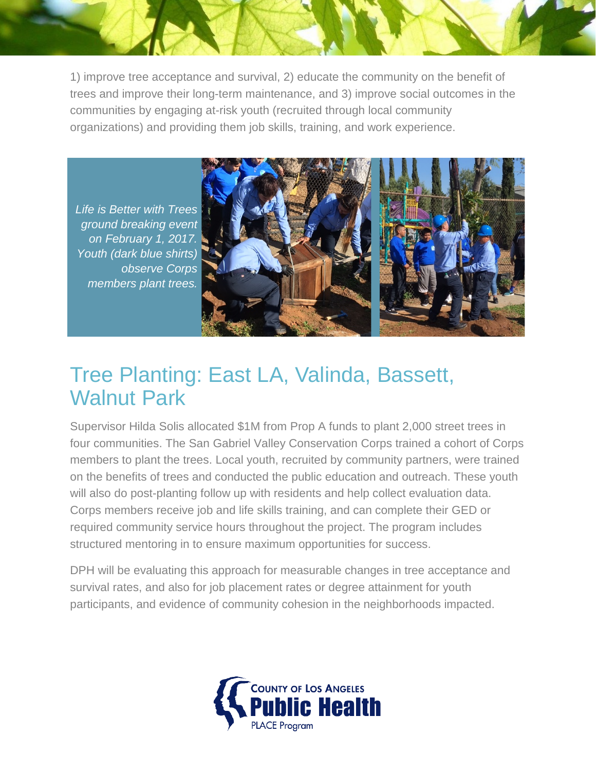1) improve tree acceptance and survival, 2) educate the community on the benefit of trees and improve their long-term maintenance, and 3) improve social outcomes in the communities by engaging at-risk youth (recruited through local community organizations) and providing them job skills, training, and work experience.

*Life is Better with Trees ground breaking event on February 1, 2017. Youth (dark blue shirts) observe Corps members plant trees.*

## Tree Planting: East LA, Valinda, Bassett, Walnut Park

Supervisor Hilda Solis allocated $1M from Prop A funds to plant 2,000 street trees in four communities. The San Gabriel Valley Conservation Corps trained a cohort of Corps members to plant the trees. Local youth, recruited by community partners, were trained on the benefits of trees and conducted the public education and outreach. These youth will also do post-planting follow up with residents and help collect evaluation data. Corps members receive job and life skills training, and can complete their GED or required community service hours throughout the project. The program includes structured mentoring in to ensure maximum opportunities for success.

DPH will be evaluating this approach for measurable changes in tree acceptance and survival rates, and also for job placement rates or degree attainment for youth participants, and evidence of community cohesion in the neighborhoods impacted.

County of Los Angeles Public Health
PLACE Program